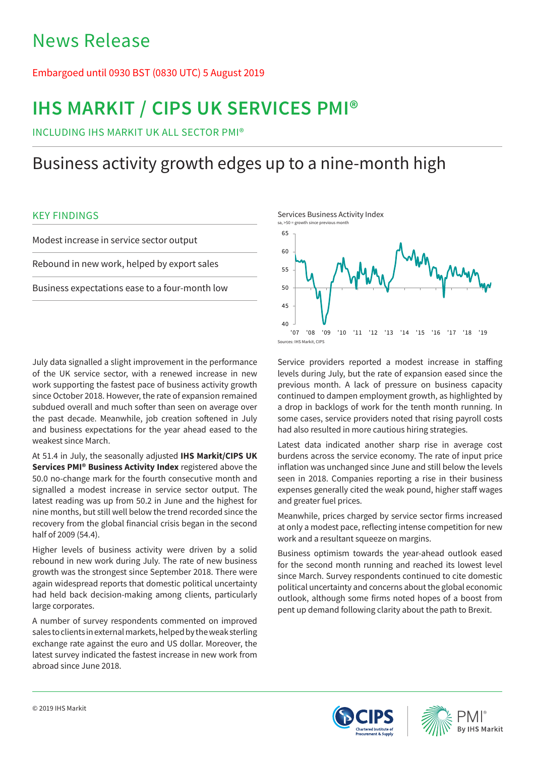# News Release

Embargoed until 0930 BST (0830 UTC) 5 August 2019

# IHS MARKIT / CIPS UK SERVICES PMI®

INCLUDING IHS MARKIT UK ALL SECTOR PMI®

## Business activity growth edges up to a nine-month high

### KEY FINDINGS

Modest increase in service sector output

Rebound in new work, helped by export sales

Business expectations ease to a four-month low

Services Business Activity Index

sa, >50 = growth since previous month

Sources: IHS Markit, CIPS

July data signalled a slight improvement in the performance of the UK service sector, with a renewed increase in new work supporting the fastest pace of business activity growth since October 2018. However, the rate of expansion remained subdued overall and much softer than seen on average over the past decade. Meanwhile, job creation softened in July and business expectations for the year ahead eased to the weakest since March.

At 51.4 in July, the seasonally adjusted **IHS Markit/CIPS UK Services PMI® Business Activity Index** registered above the 50.0 no-change mark for the fourth consecutive month and signalled a modest increase in service sector output. The latest reading was up from 50.2 in June and the highest for nine months, but still well below the trend recorded since the recovery from the global financial crisis began in the second half of 2009 (54.4).

Higher levels of business activity were driven by a solid rebound in new work during July. The rate of new business growth was the strongest since September 2018. There were again widespread reports that domestic political uncertainty had held back decision-making among clients, particularly large corporates.

A number of survey respondents commented on improved sales to clients in external markets, helped by the weak sterling exchange rate against the euro and US dollar. Moreover, the latest survey indicated the fastest increase in new work from abroad since June 2018.

Service providers reported a modest increase in staffing levels during July, but the rate of expansion eased since the previous month. A lack of pressure on business capacity continued to dampen employment growth, as highlighted by a drop in backlogs of work for the tenth month running. In some cases, service providers noted that rising payroll costs had also resulted in more cautious hiring strategies.

Latest data indicated another sharp rise in average cost burdens across the service economy. The rate of input price inflation was unchanged since June and still below the levels seen in 2018. Companies reporting a rise in their business expenses generally cited the weak pound, higher staff wages and greater fuel prices.

Meanwhile, prices charged by service sector firms increased at only a modest pace, reflecting intense competition for new work and a resultant squeeze on margins.

Business optimism towards the year-ahead outlook eased for the second month running and reached its lowest level since March. Survey respondents continued to cite domestic political uncertainty and concerns about the global economic outlook, although some firms noted hopes of a boost from pent up demand following clarity about the path to Brexit.

© 2019 IHS Markit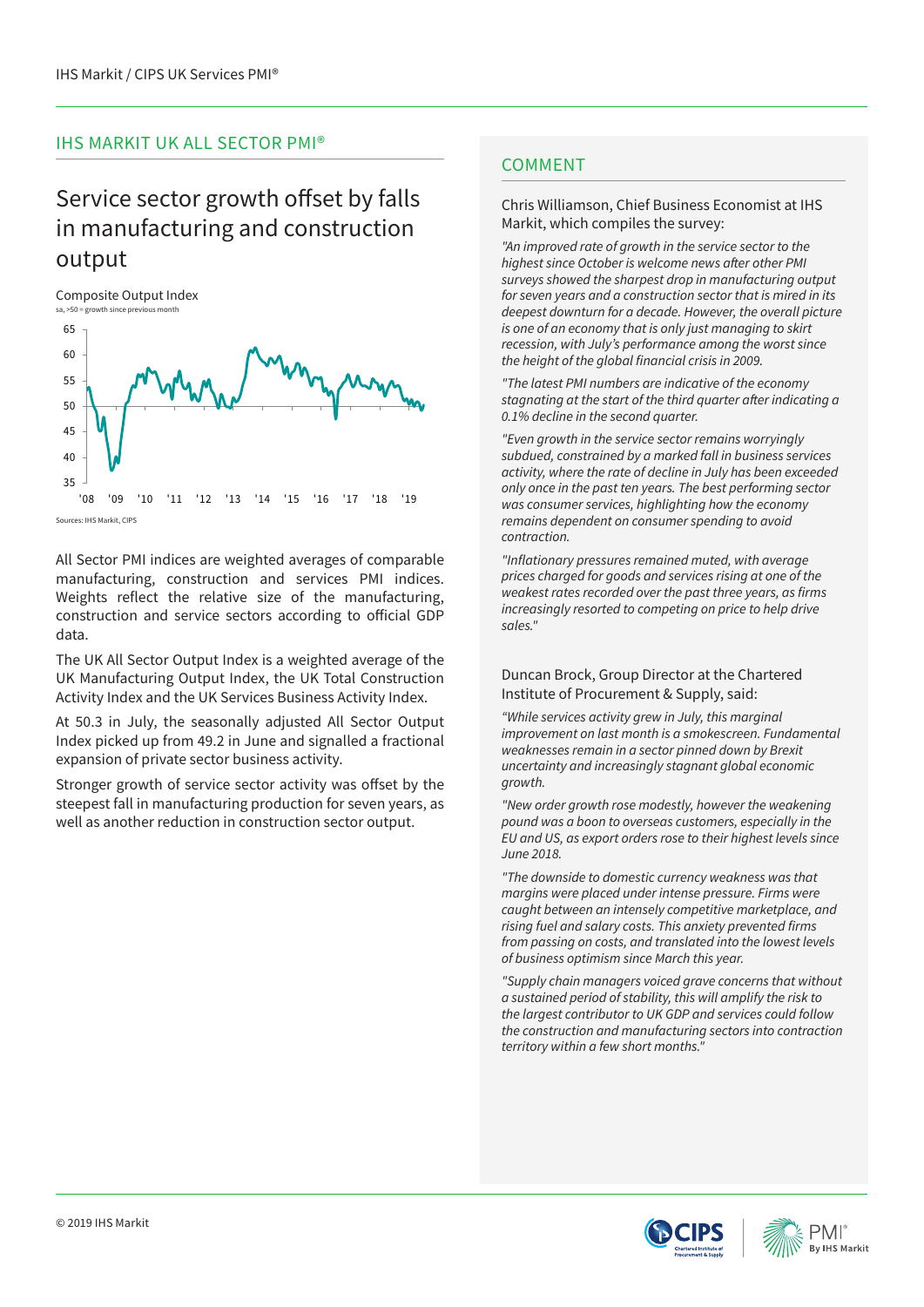## IHS MARKIT UK ALL SECTOR PMI®

# Service sector growth offset by falls in manufacturing and construction output

Composite Output Index
sa, >50 = growth since previous month

Sources: IHS Markit, CIPS

All Sector PMI indices are weighted averages of comparable manufacturing, construction and services PMI indices. Weights reflect the relative size of the manufacturing, construction and service sectors according to official GDP data.

The UK All Sector Output Index is a weighted average of the UK Manufacturing Output Index, the UK Total Construction Activity Index and the UK Services Business Activity Index.

At 50.3 in July, the seasonally adjusted All Sector Output Index picked up from 49.2 in June and signalled a fractional expansion of private sector business activity.

Stronger growth of service sector activity was offset by the steepest fall in manufacturing production for seven years, as well as another reduction in construction sector output.

## COMMENT

Chris Williamson, Chief Business Economist at IHS Markit, which compiles the survey:

*"An improved rate of growth in the service sector to the highest since October is welcome news after other PMI surveys showed the sharpest drop in manufacturing output for seven years and a construction sector that is mired in its deepest downturn for a decade. However, the overall picture is one of an economy that is only just managing to skirt recession, with July's performance among the worst since the height of the global financial crisis in 2009.*

*"The latest PMI numbers are indicative of the economy stagnating at the start of the third quarter after indicating a 0.1% decline in the second quarter.*

*"Even growth in the service sector remains worryingly subdued, constrained by a marked fall in business services activity, where the rate of decline in July has been exceeded only once in the past ten years. The best performing sector was consumer services, highlighting how the economy remains dependent on consumer spending to avoid contraction.*

*"Inflationary pressures remained muted, with average prices charged for goods and services rising at one of the weakest rates recorded over the past three years, as firms increasingly resorted to competing on price to help drive sales."*

Duncan Brock, Group Director at the Chartered Institute of Procurement & Supply, said:

*"While services activity grew in July, this marginal improvement on last month is a smokescreen. Fundamental weaknesses remain in a sector pinned down by Brexit uncertainty and increasingly stagnant global economic growth.*

*"New order growth rose modestly, however the weakening pound was a boon to overseas customers, especially in the EU and US, as export orders rose to their highest levels since June 2018.*

*"The downside to domestic currency weakness was that margins were placed under intense pressure. Firms were caught between an intensely competitive marketplace, and rising fuel and salary costs. This anxiety prevented firms from passing on costs, and translated into the lowest levels of business optimism since March this year.*

*"Supply chain managers voiced grave concerns that without a sustained period of stability, this will amplify the risk to the largest contributor to UK GDP and services could follow the construction and manufacturing sectors into contraction territory within a few short months."*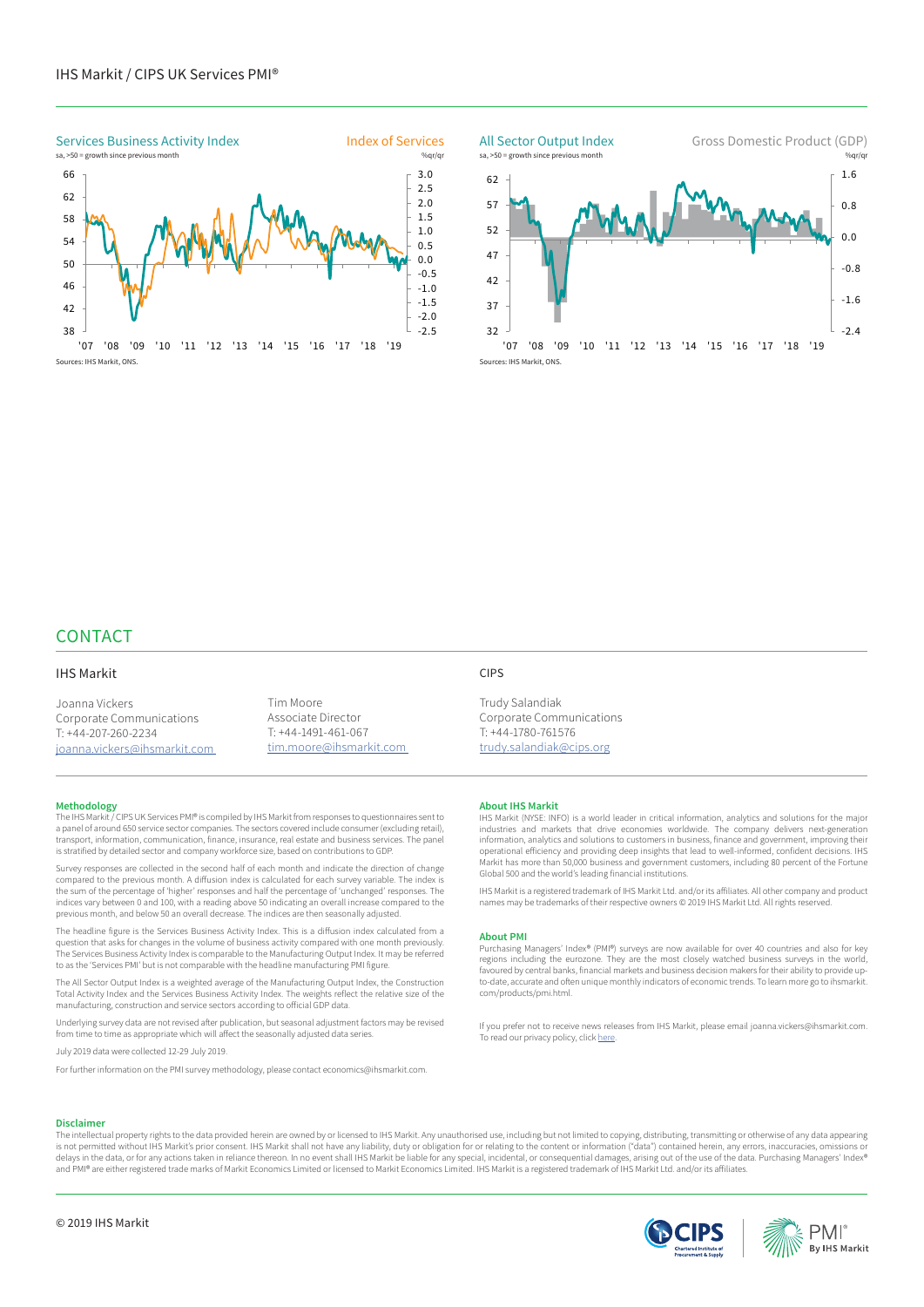Services Business Activity Index
sa, >50 = growth since previous month

Index of Services
%qr/qr

66
62
58
54
50
46
42
38

3.0
2.5
2.0
1.5
1.0
0.5
0.0
-0.5
-1.0
-1.5
-2.0
-2.5

'07 '08 '09 '10 '11 '12 '13 '14 '15 '16 '17 '18 '19

Sources: IHS Markit, ONS.

All Sector Output Index
sa, >50 = growth since previous month

Gross Domestic Product (GDP)
%qr/qr

62
57
52
47
42
37
32

1.6
0.8
0.0
-0.8
-1.6
-2.4

'07 '08 '09 '10 '11 '12 '13 '14 '15 '16 '17 '18 '19

Sources: IHS Markit, ONS.

## CONTACT

### IHS Markit

Joanna Vickers
Corporate Communications
T: +44-207-260-2234
joanna.vickers@ihsmarkit.com

Tim Moore
Associate Director
T: +44-1491-461-067
tim.moore@ihsmarkit.com

### CIPS

Trudy Salandiak
Corporate Communications
T: +44-1780-761576
trudy.salandiak@cips.org

**Methodology**

The IHS Markit / CIPS UK Services PMI® is compiled by IHS Markit from responses to questionnaires sent to a panel of around 650 service sector companies. The sectors covered include consumer (excluding retail), transport, information, communication, finance, insurance, real estate and business services. The panel is stratified by detailed sector and company workforce size, based on contributions to GDP.

Survey responses are collected in the second half of each month and indicate the direction of change compared to the previous month. A diffusion index is calculated for each survey variable. The index is the sum of the percentage of 'higher' responses and half the percentage of 'unchanged' responses. The indices vary between 0 and 100, with a reading above 50 indicating an overall increase compared to the previous month, and below 50 an overall decrease. The indices are then seasonally adjusted.

The headline figure is the Services Business Activity Index. This is a diffusion index calculated from a question that asks for changes in the volume of business activity compared with one month previously. The Services Business Activity Index is comparable to the Manufacturing Output Index. It may be referred to as the 'Services PMI' but is not comparable with the headline manufacturing PMI figure.

The All Sector Output Index is a weighted average of the Manufacturing Output Index, the Construction Total Activity Index and the Services Business Activity Index. The weights reflect the relative size of the manufacturing, construction and service sectors according to official GDP data.

Underlying survey data are not revised after publication, but seasonal adjustment factors may be revised from time to time as appropriate which will affect the seasonally adjusted data series.

July 2019 data were collected 12-29 July 2019.

For further information on the PMI survey methodology, please contact economics@ihsmarkit.com.

**About IHS Markit**

IHS Markit (NYSE: INFO) is a world leader in critical information, analytics and solutions for the major industries and markets that drive economies worldwide. The company delivers next-generation information, analytics and solutions to customers in business, finance and government, improving their operational efficiency and providing deep insights that lead to well-informed, confident decisions. IHS Markit has more than 50,000 business and government customers, including 80 percent of the Fortune Global 500 and the world's leading financial institutions.

IHS Markit is a registered trademark of IHS Markit Ltd. and/or its affiliates. All other company and product names may be trademarks of their respective owners © 2019 IHS Markit Ltd. All rights reserved.

**About PMI**

Purchasing Managers' Index® (PMI®) surveys are now available for over 40 countries and also for key regions including the eurozone. They are the most closely watched business surveys in the world, favoured by central banks, financial markets and business decision makers for their ability to provide up-to-date, accurate and often unique monthly indicators of economic trends. To learn more go to ihsmarkit.com/products/pmi.html.

If you prefer not to receive news releases from IHS Markit, please email joanna.vickers@ihsmarkit.com. To read our privacy policy, click here.

**Disclaimer**

The intellectual property rights to the data provided herein are owned by or licensed to IHS Markit. Any unauthorised use, including but not limited to copying, distributing, transmitting or otherwise of any data appearing is not permitted without IHS Markit's prior consent. IHS Markit shall not have any liability, duty or obligation for or relating to the content or information ("data") contained herein, any errors, inaccuracies, omissions or delays in the data, or for any actions taken in reliance thereon. In no event shall IHS Markit be liable for any special, incidental, or consequential damages, arising out of the use of the data. Purchasing Managers' Index® and PMI® are either registered trade marks of Markit Economics Limited or licensed to Markit Economics Limited. IHS Markit is a registered trademark of IHS Markit Ltd. and/or its affiliates.

© 2019 IHS Markit